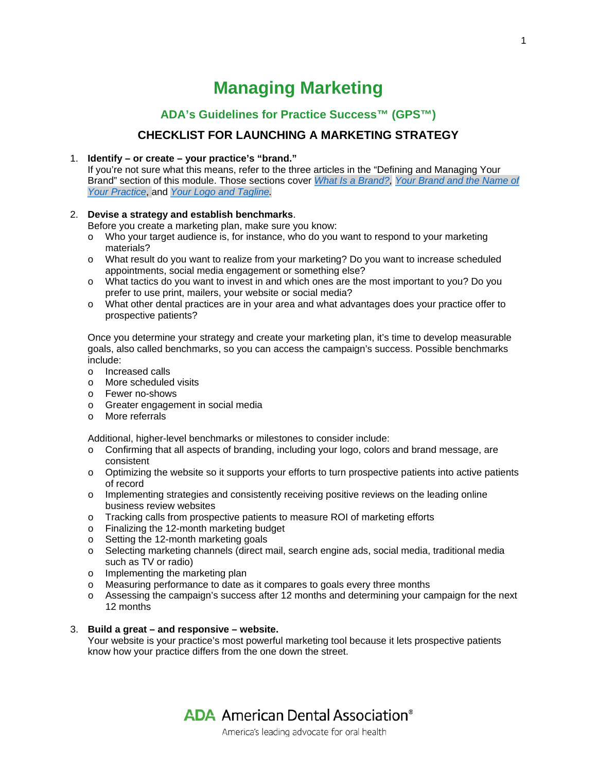# Managing Marketing

## ADA's Guidelines for Practice Success™ (GPS™)

### CHECKLIST FOR LAUNCHING A MARKETING STRATEGY

1. **Identify – or create – your practice's "brand."**
   If you're not sure what this means, refer to the three articles in the "Defining and Managing Your Brand" section of this module. Those sections cover *What Is a Brand?*, *Your Brand and the Name of Your Practice*, and *Your Logo and Tagline*.

2. **Devise a strategy and establish benchmarks**.
   Before you create a marketing plan, make sure you know:
   - Who your target audience is, for instance, who do you want to respond to your marketing materials?
   - What result do you want to realize from your marketing? Do you want to increase scheduled appointments, social media engagement or something else?
   - What tactics do you want to invest in and which ones are the most important to you? Do you prefer to use print, mailers, your website or social media?
   - What other dental practices are in your area and what advantages does your practice offer to prospective patients?

   Once you determine your strategy and create your marketing plan, it's time to develop measurable goals, also called benchmarks, so you can access the campaign's success. Possible benchmarks include:
   - Increased calls
   - More scheduled visits
   - Fewer no-shows
   - Greater engagement in social media
   - More referrals

   Additional, higher-level benchmarks or milestones to consider include:
   - Confirming that all aspects of branding, including your logo, colors and brand message, are consistent
   - Optimizing the website so it supports your efforts to turn prospective patients into active patients of record
   - Implementing strategies and consistently receiving positive reviews on the leading online business review websites
   - Tracking calls from prospective patients to measure ROI of marketing efforts
   - Finalizing the 12-month marketing budget
   - Setting the 12-month marketing goals
   - Selecting marketing channels (direct mail, search engine ads, social media, traditional media such as TV or radio)
   - Implementing the marketing plan
   - Measuring performance to date as it compares to goals every three months
   - Assessing the campaign's success after 12 months and determining your campaign for the next 12 months

3. **Build a great – and responsive – website.**
   Your website is your practice's most powerful marketing tool because it lets prospective patients know how your practice differs from the one down the street.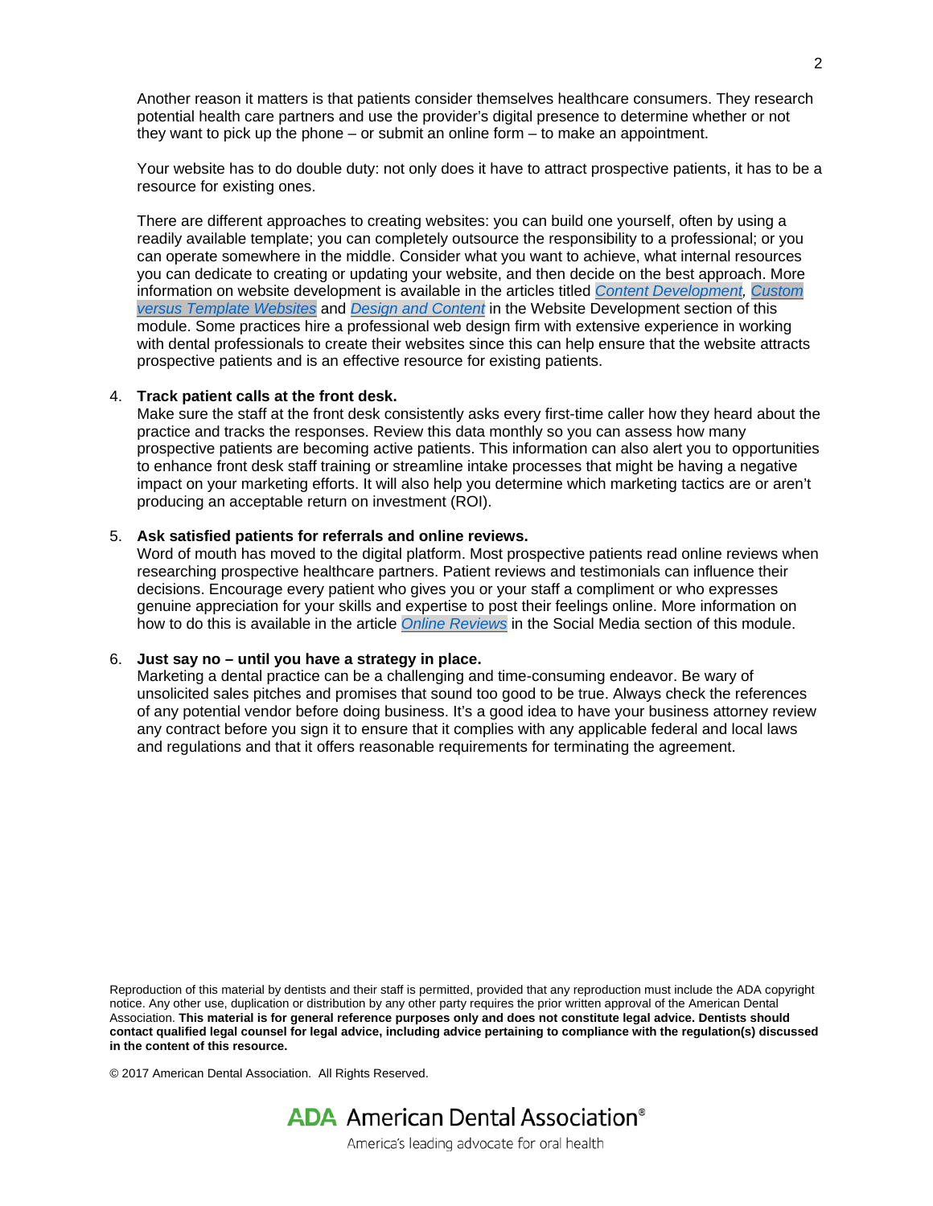Another reason it matters is that patients consider themselves healthcare consumers. They research potential health care partners and use the provider's digital presence to determine whether or not they want to pick up the phone – or submit an online form – to make an appointment.

Your website has to do double duty: not only does it have to attract prospective patients, it has to be a resource for existing ones.

There are different approaches to creating websites: you can build one yourself, often by using a readily available template; you can completely outsource the responsibility to a professional; or you can operate somewhere in the middle. Consider what you want to achieve, what internal resources you can dedicate to creating or updating your website, and then decide on the best approach. More information on website development is available in the articles titled *Content Development*, *Custom versus Template Websites* and *Design and Content* in the Website Development section of this module. Some practices hire a professional web design firm with extensive experience in working with dental professionals to create their websites since this can help ensure that the website attracts prospective patients and is an effective resource for existing patients.

4. **Track patient calls at the front desk.**
   Make sure the staff at the front desk consistently asks every first-time caller how they heard about the practice and tracks the responses. Review this data monthly so you can assess how many prospective patients are becoming active patients. This information can also alert you to opportunities to enhance front desk staff training or streamline intake processes that might be having a negative impact on your marketing efforts. It will also help you determine which marketing tactics are or aren't producing an acceptable return on investment (ROI).

5. **Ask satisfied patients for referrals and online reviews.**
   Word of mouth has moved to the digital platform. Most prospective patients read online reviews when researching prospective healthcare partners. Patient reviews and testimonials can influence their decisions. Encourage every patient who gives you or your staff a compliment or who expresses genuine appreciation for your skills and expertise to post their feelings online. More information on how to do this is available in the article *Online Reviews* in the Social Media section of this module.

6. **Just say no – until you have a strategy in place.**
   Marketing a dental practice can be a challenging and time-consuming endeavor. Be wary of unsolicited sales pitches and promises that sound too good to be true. Always check the references of any potential vendor before doing business. It's a good idea to have your business attorney review any contract before you sign it to ensure that it complies with any applicable federal and local laws and regulations and that it offers reasonable requirements for terminating the agreement.

Reproduction of this material by dentists and their staff is permitted, provided that any reproduction must include the ADA copyright notice. Any other use, duplication or distribution by any other party requires the prior written approval of the American Dental Association. **This material is for general reference purposes only and does not constitute legal advice. Dentists should contact qualified legal counsel for legal advice, including advice pertaining to compliance with the regulation(s) discussed in the content of this resource.**

© 2017 American Dental Association. All Rights Reserved.

ADA American Dental Association®

America's leading advocate for oral health